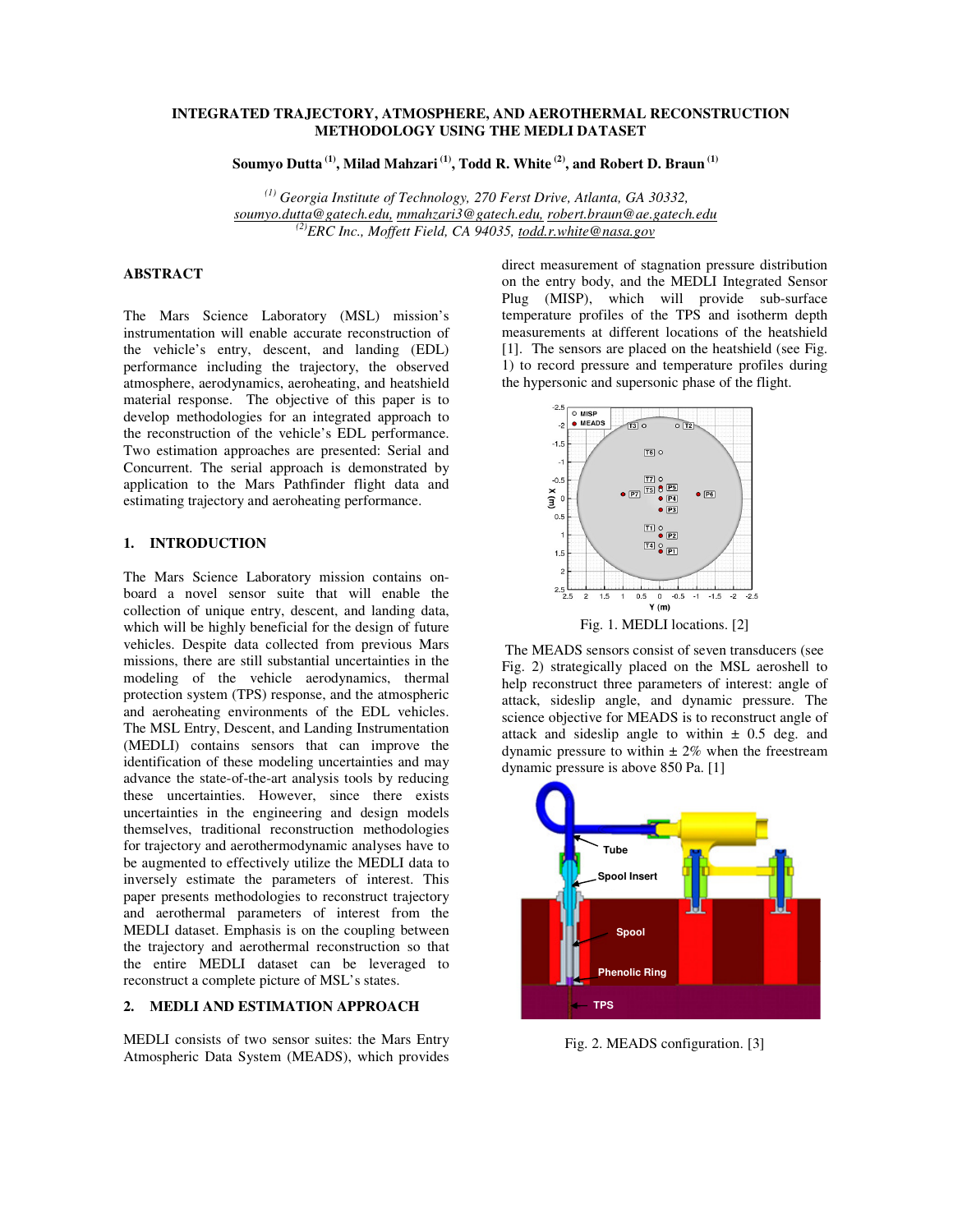# INTEGRATED TRAJECTORY, ATMOSPHERE, AND AEROTHERMAL RECONSTRUCTION METHODOLOGY USING THE MEDLI DATASET

**Soumyo Dutta [(1)], Milad Mahzari [(1)], Todd R. White [(2)], and Robert D. Braun [(1)]**

*[(1)] Georgia Institute of Technology, 270 Ferst Drive, Atlanta, GA 30332,*
soumyo.dutta@gatech.edu, mmahzari3@gatech.edu, robert.braun@ae.gatech.edu
*[(2)]ERC Inc., Moffett Field, CA 94035,* todd.r.white@nasa.gov

## ABSTRACT

The Mars Science Laboratory (MSL) mission's instrumentation will enable accurate reconstruction of the vehicle's entry, descent, and landing (EDL) performance including the trajectory, the observed atmosphere, aerodynamics, aeroheating, and heatshield material response. The objective of this paper is to develop methodologies for an integrated approach to the reconstruction of the vehicle's EDL performance. Two estimation approaches are presented: Serial and Concurrent. The serial approach is demonstrated by application to the Mars Pathfinder flight data and estimating trajectory and aeroheating performance.

## 1. INTRODUCTION

The Mars Science Laboratory mission contains on-board a novel sensor suite that will enable the collection of unique entry, descent, and landing data, which will be highly beneficial for the design of future vehicles. Despite data collected from previous Mars missions, there are still substantial uncertainties in the modeling of the vehicle aerodynamics, thermal protection system (TPS) response, and the atmospheric and aeroheating environments of the EDL vehicles. The MSL Entry, Descent, and Landing Instrumentation (MEDLI) contains sensors that can improve the identification of these modeling uncertainties and may advance the state-of-the-art analysis tools by reducing these uncertainties. However, since there exists uncertainties in the engineering and design models themselves, traditional reconstruction methodologies for trajectory and aerothermodynamic analyses have to be augmented to effectively utilize the MEDLI data to inversely estimate the parameters of interest. This paper presents methodologies to reconstruct trajectory and aerothermal parameters of interest from the MEDLI dataset. Emphasis is on the coupling between the trajectory and aerothermal reconstruction so that the entire MEDLI dataset can be leveraged to reconstruct a complete picture of MSL's states.

## 2. MEDLI AND ESTIMATION APPROACH

MEDLI consists of two sensor suites: the Mars Entry Atmospheric Data System (MEADS), which provides direct measurement of stagnation pressure distribution on the entry body, and the MEDLI Integrated Sensor Plug (MISP), which will provide sub-surface temperature profiles of the TPS and isotherm depth measurements at different locations of the heatshield [1]. The sensors are placed on the heatshield (see Fig. 1) to record pressure and temperature profiles during the hypersonic and supersonic phase of the flight.

Fig. 1. MEDLI locations. [2]

The MEADS sensors consist of seven transducers (see Fig. 2) strategically placed on the MSL aeroshell to help reconstruct three parameters of interest: angle of attack, sideslip angle, and dynamic pressure. The science objective for MEADS is to reconstruct angle of attack and sideslip angle to within ± 0.5 deg. and dynamic pressure to within ± 2% when the freestream dynamic pressure is above 850 Pa. [1]

Fig. 2. MEADS configuration. [3]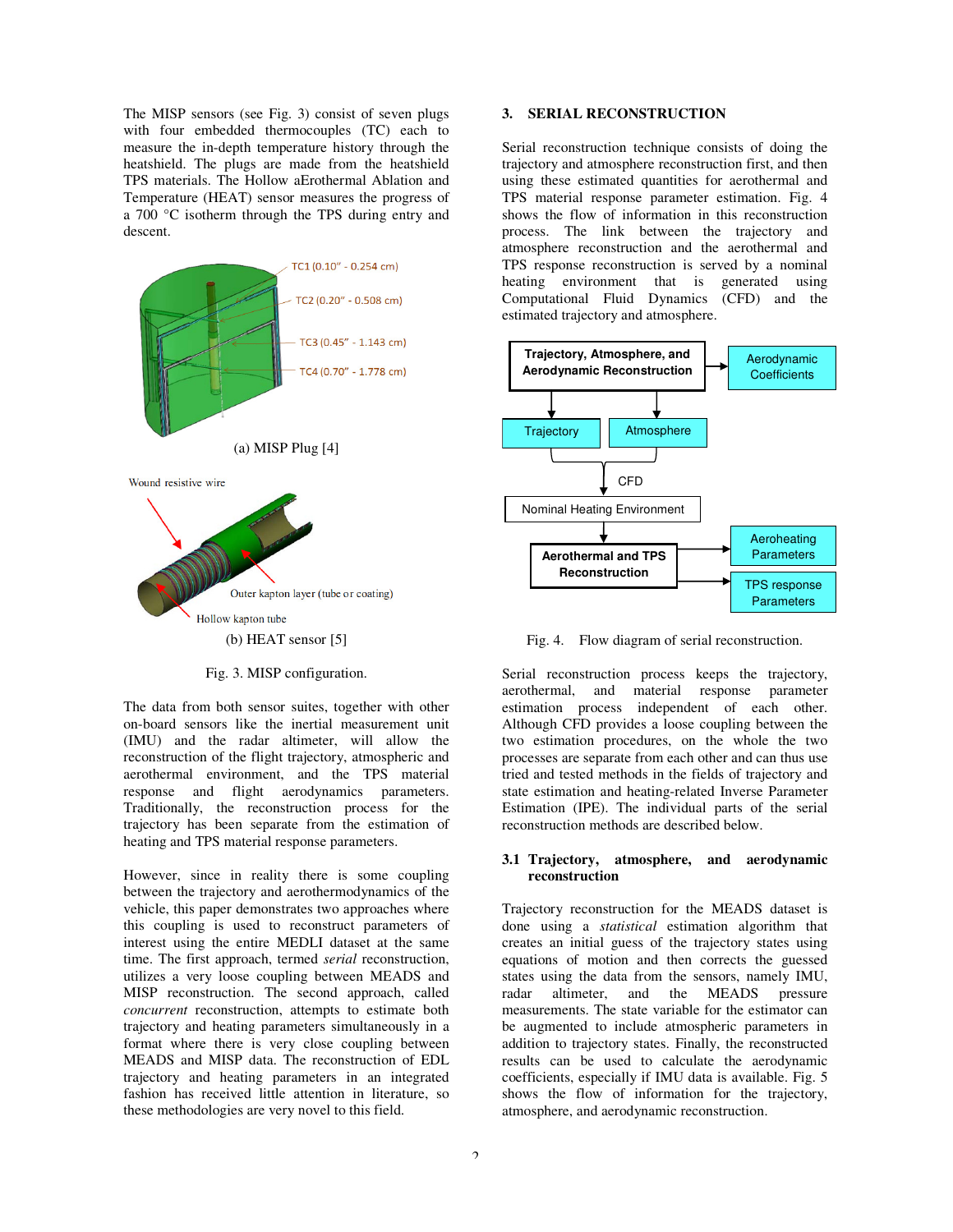The MISP sensors (see Fig. 3) consist of seven plugs with four embedded thermocouples (TC) each to measure the in-depth temperature history through the heatshield. The plugs are made from the heatshield TPS materials. The Hollow aErothermal Ablation and Temperature (HEAT) sensor measures the progress of a 700 °C isotherm through the TPS during entry and descent.

TC1 (0.10" - 0.254 cm)
TC2 (0.20" - 0.508 cm)
TC3 (0.45" - 1.143 cm)
TC4 (0.70" - 1.778 cm)

(a) MISP Plug [4]

Wound resistive wire
Outer kapton layer (tube or coating)
Hollow kapton tube

(b) HEAT sensor [5]

Fig. 3. MISP configuration.

The data from both sensor suites, together with other on-board sensors like the inertial measurement unit (IMU) and the radar altimeter, will allow the reconstruction of the flight trajectory, atmospheric and aerothermal environment, and the TPS material response and flight aerodynamics parameters. Traditionally, the reconstruction process for the trajectory has been separate from the estimation of heating and TPS material response parameters.

However, since in reality there is some coupling between the trajectory and aerothermodynamics of the vehicle, this paper demonstrates two approaches where this coupling is used to reconstruct parameters of interest using the entire MEDLI dataset at the same time. The first approach, termed *serial* reconstruction, utilizes a very loose coupling between MEADS and MISP reconstruction. The second approach, called *concurrent* reconstruction, attempts to estimate both trajectory and heating parameters simultaneously in a format where there is very close coupling between MEADS and MISP data. The reconstruction of EDL trajectory and heating parameters in an integrated fashion has received little attention in literature, so these methodologies are very novel to this field.

## 3. SERIAL RECONSTRUCTION

Serial reconstruction technique consists of doing the trajectory and atmosphere reconstruction first, and then using these estimated quantities for aerothermal and TPS material response parameter estimation. Fig. 4 shows the flow of information in this reconstruction process. The link between the trajectory and atmosphere reconstruction and the aerothermal and TPS response reconstruction is served by a nominal heating environment that is generated using Computational Fluid Dynamics (CFD) and the estimated trajectory and atmosphere.

Trajectory, Atmosphere, and Aerodynamic Reconstruction → Aerodynamic Coefficients
Trajectory, Atmosphere → CFD → Nominal Heating Environment
Aerothermal and TPS Reconstruction → Aeroheating Parameters, TPS response Parameters

Fig. 4. Flow diagram of serial reconstruction.

Serial reconstruction process keeps the trajectory, aerothermal, and material response parameter estimation process independent of each other. Although CFD provides a loose coupling between the two estimation procedures, on the whole the two processes are separate from each other and can thus use tried and tested methods in the fields of trajectory and state estimation and heating-related Inverse Parameter Estimation (IPE). The individual parts of the serial reconstruction methods are described below.

### 3.1 Trajectory, atmosphere, and aerodynamic reconstruction

Trajectory reconstruction for the MEADS dataset is done using a *statistical* estimation algorithm that creates an initial guess of the trajectory states using equations of motion and then corrects the guessed states using the data from the sensors, namely IMU, radar altimeter, and the MEADS pressure measurements. The state variable for the estimator can be augmented to include atmospheric parameters in addition to trajectory states. Finally, the reconstructed results can be used to calculate the aerodynamic coefficients, especially if IMU data is available. Fig. 5 shows the flow of information for the trajectory, atmosphere, and aerodynamic reconstruction.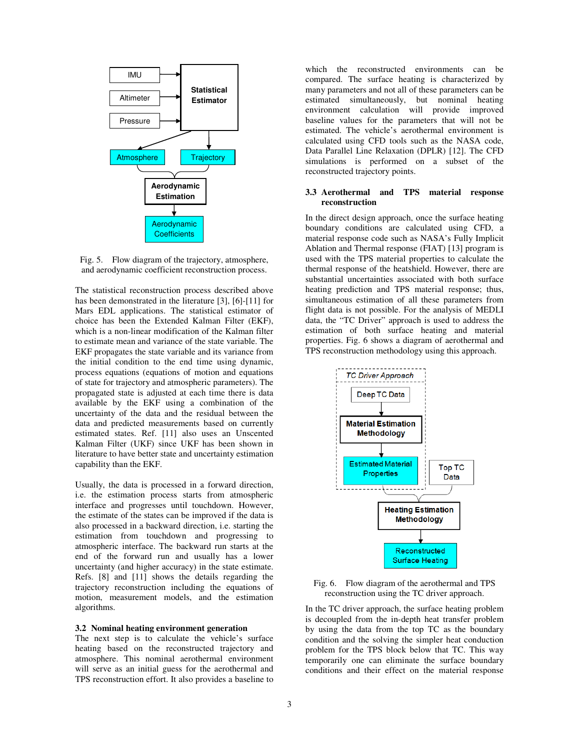Fig. 5. Flow diagram of the trajectory, atmosphere, and aerodynamic coefficient reconstruction process.

The statistical reconstruction process described above has been demonstrated in the literature [3], [6]-[11] for Mars EDL applications. The statistical estimator of choice has been the Extended Kalman Filter (EKF), which is a non-linear modification of the Kalman filter to estimate mean and variance of the state variable. The EKF propagates the state variable and its variance from the initial condition to the end time using dynamic, process equations (equations of motion and equations of state for trajectory and atmospheric parameters). The propagated state is adjusted at each time there is data available by the EKF using a combination of the uncertainty of the data and the residual between the data and predicted measurements based on currently estimated states. Ref. [11] also uses an Unscented Kalman Filter (UKF) since UKF has been shown in literature to have better state and uncertainty estimation capability than the EKF.

Usually, the data is processed in a forward direction, i.e. the estimation process starts from atmospheric interface and progresses until touchdown. However, the estimate of the states can be improved if the data is also processed in a backward direction, i.e. starting the estimation from touchdown and progressing to atmospheric interface. The backward run starts at the end of the forward run and usually has a lower uncertainty (and higher accuracy) in the state estimate. Refs. [8] and [11] shows the details regarding the trajectory reconstruction including the equations of motion, measurement models, and the estimation algorithms.

## 3.2 Nominal heating environment generation

The next step is to calculate the vehicle's surface heating based on the reconstructed trajectory and atmosphere. This nominal aerothermal environment will serve as an initial guess for the aerothermal and TPS reconstruction effort. It also provides a baseline to which the reconstructed environments can be compared. The surface heating is characterized by many parameters and not all of these parameters can be estimated simultaneously, but nominal heating environment calculation will provide improved baseline values for the parameters that will not be estimated. The vehicle's aerothermal environment is calculated using CFD tools such as the NASA code, Data Parallel Line Relaxation (DPLR) [12]. The CFD simulations is performed on a subset of the reconstructed trajectory points.

## 3.3 Aerothermal and TPS material response reconstruction

In the direct design approach, once the surface heating boundary conditions are calculated using CFD, a material response code such as NASA's Fully Implicit Ablation and Thermal response (FIAT) [13] program is used with the TPS material properties to calculate the thermal response of the heatshield. However, there are substantial uncertainties associated with both surface heating prediction and TPS material response; thus, simultaneous estimation of all these parameters from flight data is not possible. For the analysis of MEDLI data, the "TC Driver" approach is used to address the estimation of both surface heating and material properties. Fig. 6 shows a diagram of aerothermal and TPS reconstruction methodology using this approach.

Fig. 6. Flow diagram of the aerothermal and TPS reconstruction using the TC driver approach.

In the TC driver approach, the surface heating problem is decoupled from the in-depth heat transfer problem by using the data from the top TC as the boundary condition and the solving the simpler heat conduction problem for the TPS block below that TC. This way temporarily one can eliminate the surface boundary conditions and their effect on the material response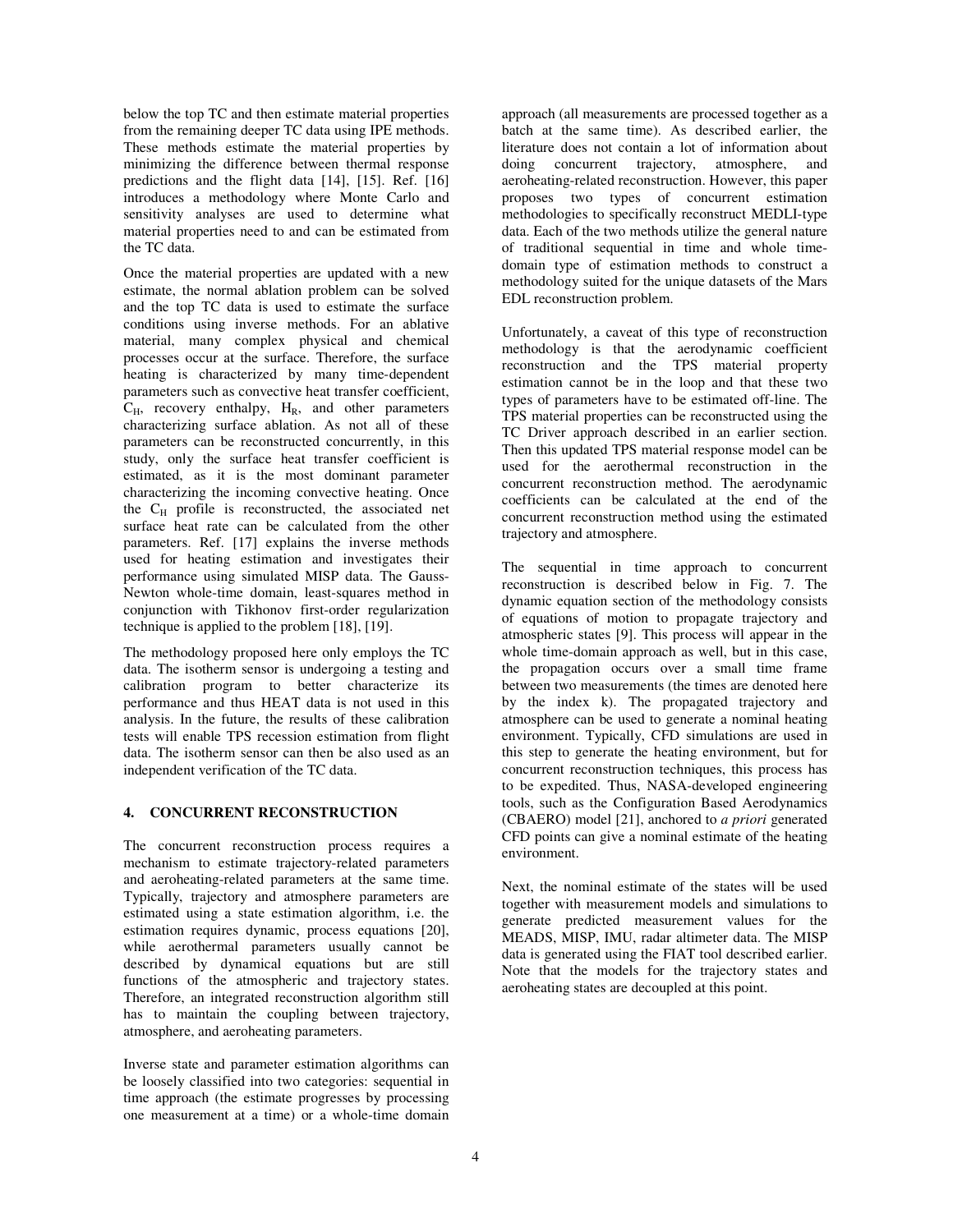below the top TC and then estimate material properties from the remaining deeper TC data using IPE methods. These methods estimate the material properties by minimizing the difference between thermal response predictions and the flight data [14], [15]. Ref. [16] introduces a methodology where Monte Carlo and sensitivity analyses are used to determine what material properties need to and can be estimated from the TC data.

Once the material properties are updated with a new estimate, the normal ablation problem can be solved and the top TC data is used to estimate the surface conditions using inverse methods. For an ablative material, many complex physical and chemical processes occur at the surface. Therefore, the surface heating is characterized by many time-dependent parameters such as convective heat transfer coefficient, $C_H$, recovery enthalpy, $H_R$, and other parameters characterizing surface ablation. As not all of these parameters can be reconstructed concurrently, in this study, only the surface heat transfer coefficient is estimated, as it is the most dominant parameter characterizing the incoming convective heating. Once the $C_H$ profile is reconstructed, the associated net surface heat rate can be calculated from the other parameters. Ref. [17] explains the inverse methods used for heating estimation and investigates their performance using simulated MISP data. The Gauss-Newton whole-time domain, least-squares method in conjunction with Tikhonov first-order regularization technique is applied to the problem [18], [19].

The methodology proposed here only employs the TC data. The isotherm sensor is undergoing a testing and calibration program to better characterize its performance and thus HEAT data is not used in this analysis. In the future, the results of these calibration tests will enable TPS recession estimation from flight data. The isotherm sensor can then be also used as an independent verification of the TC data.

## 4. CONCURRENT RECONSTRUCTION

The concurrent reconstruction process requires a mechanism to estimate trajectory-related parameters and aeroheating-related parameters at the same time. Typically, trajectory and atmosphere parameters are estimated using a state estimation algorithm, i.e. the estimation requires dynamic, process equations [20], while aerothermal parameters usually cannot be described by dynamical equations but are still functions of the atmospheric and trajectory states. Therefore, an integrated reconstruction algorithm still has to maintain the coupling between trajectory, atmosphere, and aeroheating parameters.

Inverse state and parameter estimation algorithms can be loosely classified into two categories: sequential in time approach (the estimate progresses by processing one measurement at a time) or a whole-time domain approach (all measurements are processed together as a batch at the same time). As described earlier, the literature does not contain a lot of information about doing concurrent trajectory, atmosphere, and aeroheating-related reconstruction. However, this paper proposes two types of concurrent estimation methodologies to specifically reconstruct MEDLI-type data. Each of the two methods utilize the general nature of traditional sequential in time and whole time-domain type of estimation methods to construct a methodology suited for the unique datasets of the Mars EDL reconstruction problem.

Unfortunately, a caveat of this type of reconstruction methodology is that the aerodynamic coefficient reconstruction and the TPS material property estimation cannot be in the loop and that these two types of parameters have to be estimated off-line. The TPS material properties can be reconstructed using the TC Driver approach described in an earlier section. Then this updated TPS material response model can be used for the aerothermal reconstruction in the concurrent reconstruction method. The aerodynamic coefficients can be calculated at the end of the concurrent reconstruction method using the estimated trajectory and atmosphere.

The sequential in time approach to concurrent reconstruction is described below in Fig. 7. The dynamic equation section of the methodology consists of equations of motion to propagate trajectory and atmospheric states [9]. This process will appear in the whole time-domain approach as well, but in this case, the propagation occurs over a small time frame between two measurements (the times are denoted here by the index k). The propagated trajectory and atmosphere can be used to generate a nominal heating environment. Typically, CFD simulations are used in this step to generate the heating environment, but for concurrent reconstruction techniques, this process has to be expedited. Thus, NASA-developed engineering tools, such as the Configuration Based Aerodynamics (CBAERO) model [21], anchored to *a priori* generated CFD points can give a nominal estimate of the heating environment.

Next, the nominal estimate of the states will be used together with measurement models and simulations to generate predicted measurement values for the MEADS, MISP, IMU, radar altimeter data. The MISP data is generated using the FIAT tool described earlier. Note that the models for the trajectory states and aeroheating states are decoupled at this point.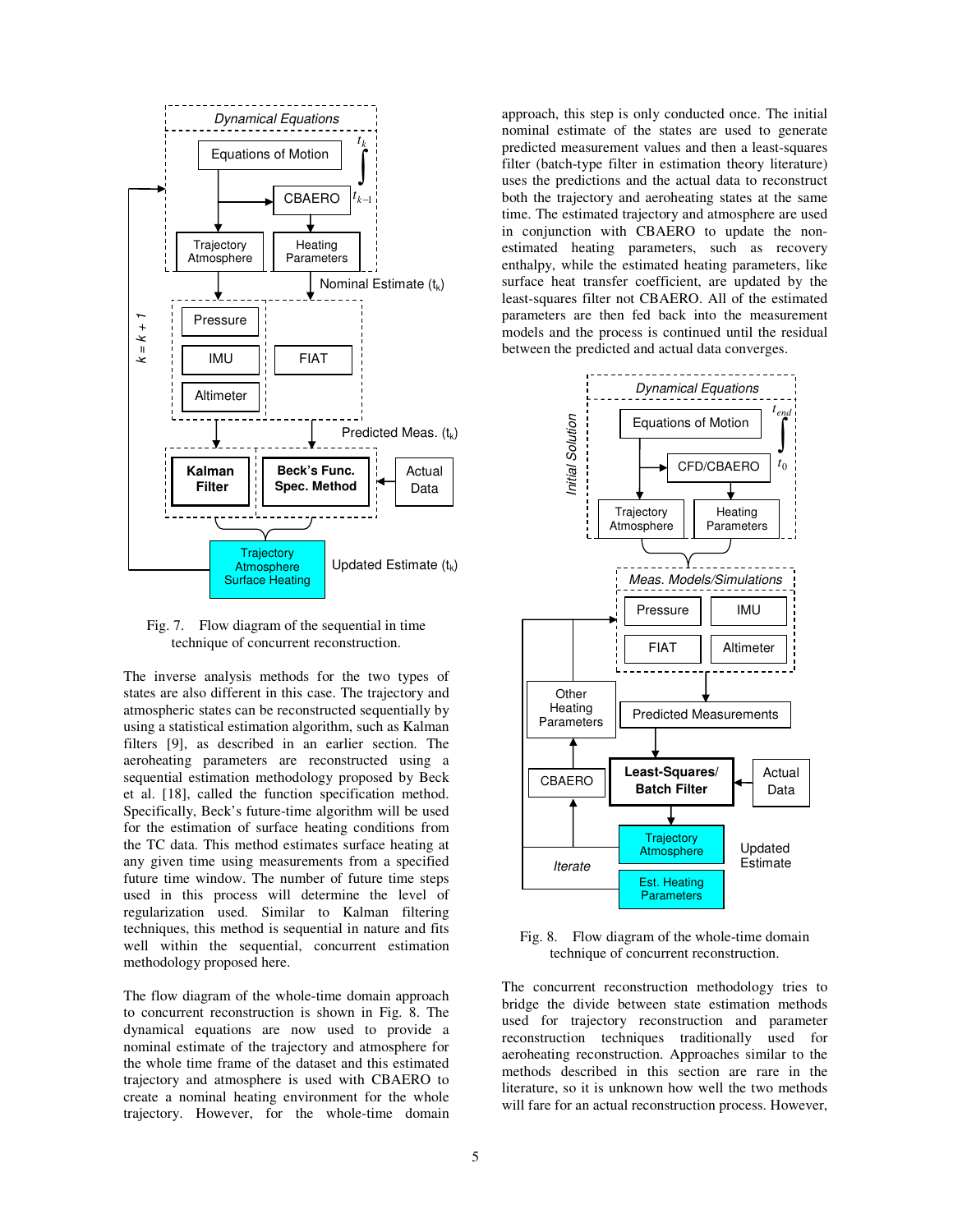Fig. 7. Flow diagram of the sequential in time technique of concurrent reconstruction.

The inverse analysis methods for the two types of states are also different in this case. The trajectory and atmospheric states can be reconstructed sequentially by using a statistical estimation algorithm, such as Kalman filters [9], as described in an earlier section. The aeroheating parameters are reconstructed using a sequential estimation methodology proposed by Beck et al. [18], called the function specification method. Specifically, Beck's future-time algorithm will be used for the estimation of surface heating conditions from the TC data. This method estimates surface heating at any given time using measurements from a specified future time window. The number of future time steps used in this process will determine the level of regularization used. Similar to Kalman filtering techniques, this method is sequential in nature and fits well within the sequential, concurrent estimation methodology proposed here.

The flow diagram of the whole-time domain approach to concurrent reconstruction is shown in Fig. 8. The dynamical equations are now used to provide a nominal estimate of the trajectory and atmosphere for the whole time frame of the dataset and this estimated trajectory and atmosphere is used with CBAERO to create a nominal heating environment for the whole trajectory. However, for the whole-time domain approach, this step is only conducted once. The initial nominal estimate of the states are used to generate predicted measurement values and then a least-squares filter (batch-type filter in estimation theory literature) uses the predictions and the actual data to reconstruct both the trajectory and aeroheating states at the same time. The estimated trajectory and atmosphere are used in conjunction with CBAERO to update the non-estimated heating parameters, such as recovery enthalpy, while the estimated heating parameters, like surface heat transfer coefficient, are updated by the least-squares filter not CBAERO. All of the estimated parameters are then fed back into the measurement models and the process is continued until the residual between the predicted and actual data converges.

Fig. 8. Flow diagram of the whole-time domain technique of concurrent reconstruction.

The concurrent reconstruction methodology tries to bridge the divide between state estimation methods used for trajectory reconstruction and parameter reconstruction techniques traditionally used for aeroheating reconstruction. Approaches similar to the methods described in this section are rare in the literature, so it is unknown how well the two methods will fare for an actual reconstruction process. However,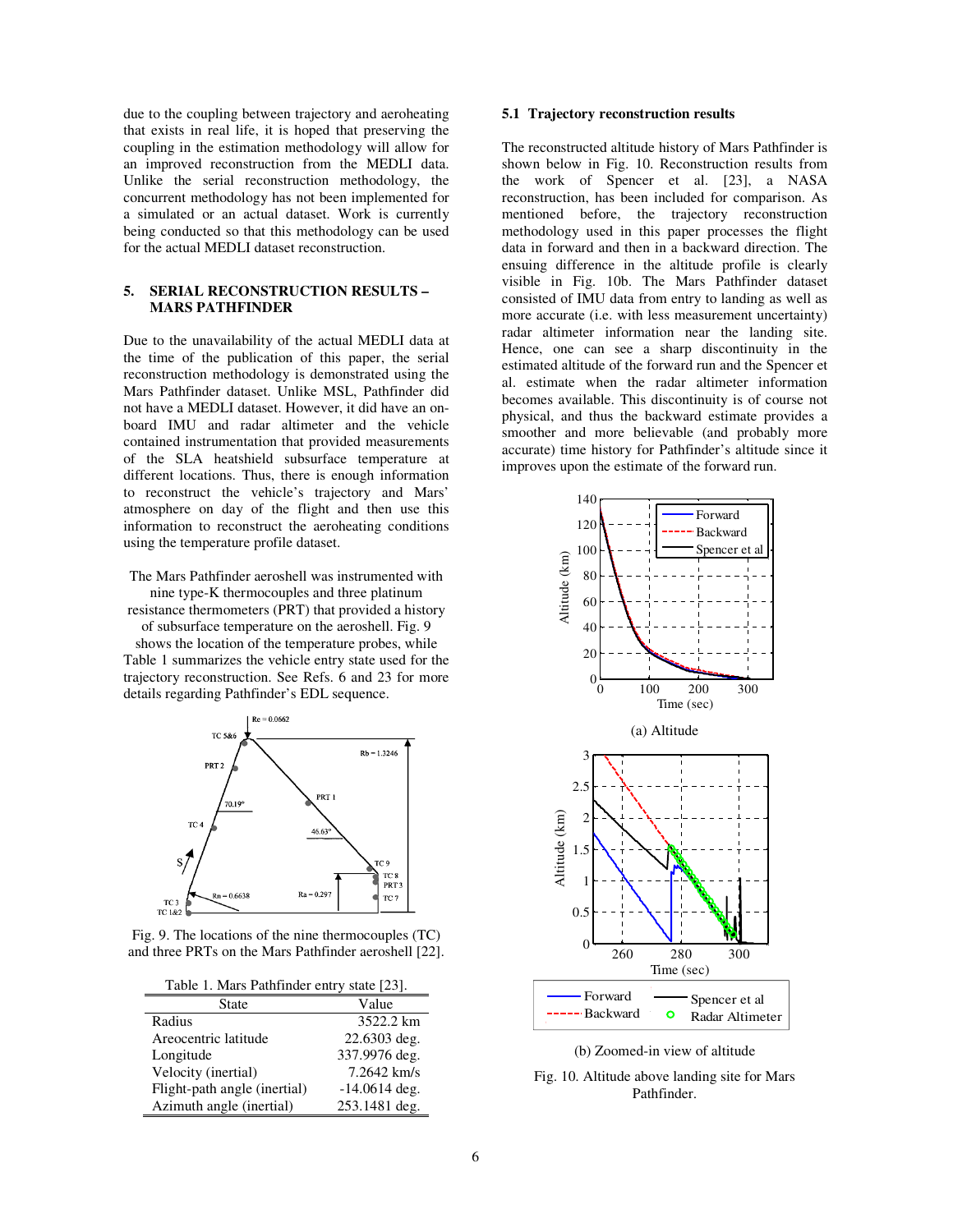due to the coupling between trajectory and aeroheating that exists in real life, it is hoped that preserving the coupling in the estimation methodology will allow for an improved reconstruction from the MEDLI data. Unlike the serial reconstruction methodology, the concurrent methodology has not been implemented for a simulated or an actual dataset. Work is currently being conducted so that this methodology can be used for the actual MEDLI dataset reconstruction.

## 5. SERIAL RECONSTRUCTION RESULTS – MARS PATHFINDER

Due to the unavailability of the actual MEDLI data at the time of the publication of this paper, the serial reconstruction methodology is demonstrated using the Mars Pathfinder dataset. Unlike MSL, Pathfinder did not have a MEDLI dataset. However, it did have an on-board IMU and radar altimeter and the vehicle contained instrumentation that provided measurements of the SLA heatshield subsurface temperature at different locations. Thus, there is enough information to reconstruct the vehicle's trajectory and Mars' atmosphere on day of the flight and then use this information to reconstruct the aeroheating conditions using the temperature profile dataset.

The Mars Pathfinder aeroshell was instrumented with nine type-K thermocouples and three platinum resistance thermometers (PRT) that provided a history of subsurface temperature on the aeroshell. Fig. 9 shows the location of the temperature probes, while Table 1 summarizes the vehicle entry state used for the trajectory reconstruction. See Refs. 6 and 23 for more details regarding Pathfinder's EDL sequence.

Fig. 9. The locations of the nine thermocouples (TC) and three PRTs on the Mars Pathfinder aeroshell [22].

Table 1. Mars Pathfinder entry state [23].

| State | Value |
|---|---|
| Radius | 3522.2 km |
| Areocentric latitude | 22.6303 deg. |
| Longitude | 337.9976 deg. |
| Velocity (inertial) | 7.2642 km/s |
| Flight-path angle (inertial) | -14.0614 deg. |
| Azimuth angle (inertial) | 253.1481 deg. |

### 5.1 Trajectory reconstruction results

The reconstructed altitude history of Mars Pathfinder is shown below in Fig. 10. Reconstruction results from the work of Spencer et al. [23], a NASA reconstruction, has been included for comparison. As mentioned before, the trajectory reconstruction methodology used in this paper processes the flight data in forward and then in a backward direction. The ensuing difference in the altitude profile is clearly visible in Fig. 10b. The Mars Pathfinder dataset consisted of IMU data from entry to landing as well as more accurate (i.e. with less measurement uncertainty) radar altimeter information near the landing site. Hence, one can see a sharp discontinuity in the estimated altitude of the forward run and the Spencer et al. estimate when the radar altimeter information becomes available. This discontinuity is of course not physical, and thus the backward estimate provides a smoother and more believable (and probably more accurate) time history for Pathfinder's altitude since it improves upon the estimate of the forward run.

(a) Altitude

(b) Zoomed-in view of altitude

Fig. 10. Altitude above landing site for Mars Pathfinder.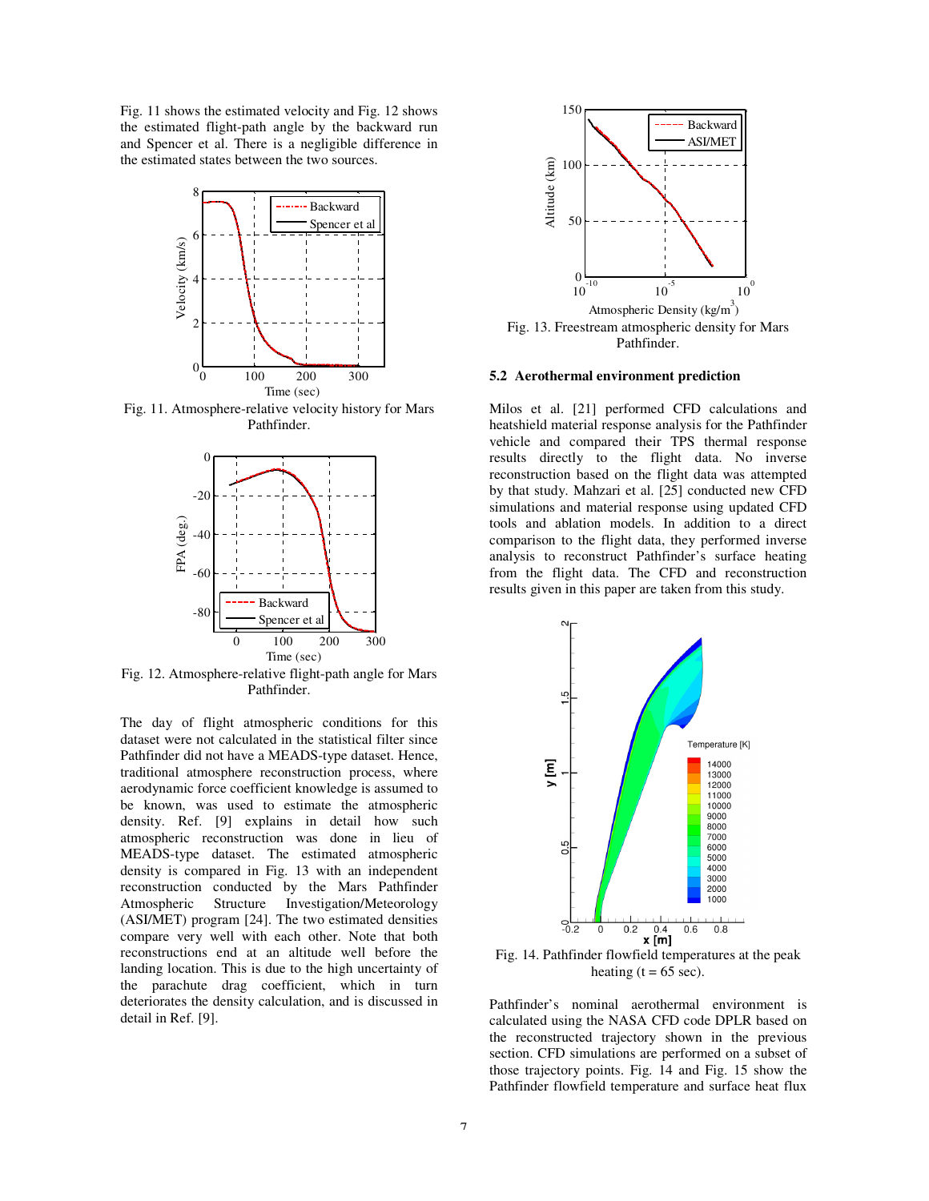Fig. 11 shows the estimated velocity and Fig. 12 shows the estimated flight-path angle by the backward run and Spencer et al. There is a negligible difference in the estimated states between the two sources.

Fig. 11. Atmosphere-relative velocity history for Mars Pathfinder.

Fig. 12. Atmosphere-relative flight-path angle for Mars Pathfinder.

The day of flight atmospheric conditions for this dataset were not calculated in the statistical filter since Pathfinder did not have a MEADS-type dataset. Hence, traditional atmosphere reconstruction process, where aerodynamic force coefficient knowledge is assumed to be known, was used to estimate the atmospheric density. Ref. [9] explains in detail how such atmospheric reconstruction was done in lieu of MEADS-type dataset. The estimated atmospheric density is compared in Fig. 13 with an independent reconstruction conducted by the Mars Pathfinder Atmospheric Structure Investigation/Meteorology (ASI/MET) program [24]. The two estimated densities compare very well with each other. Note that both reconstructions end at an altitude well before the landing location. This is due to the high uncertainty of the parachute drag coefficient, which in turn deteriorates the density calculation, and is discussed in detail in Ref. [9].

Fig. 13. Freestream atmospheric density for Mars Pathfinder.

### 5.2 Aerothermal environment prediction

Milos et al. [21] performed CFD calculations and heatshield material response analysis for the Pathfinder vehicle and compared their TPS thermal response results directly to the flight data. No inverse reconstruction based on the flight data was attempted by that study. Mahzari et al. [25] conducted new CFD simulations and material response using updated CFD tools and ablation models. In addition to a direct comparison to the flight data, they performed inverse analysis to reconstruct Pathfinder's surface heating from the flight data. The CFD and reconstruction results given in this paper are taken from this study.

Fig. 14. Pathfinder flowfield temperatures at the peak heating (t = 65 sec).

Pathfinder's nominal aerothermal environment is calculated using the NASA CFD code DPLR based on the reconstructed trajectory shown in the previous section. CFD simulations are performed on a subset of those trajectory points. Fig. 14 and Fig. 15 show the Pathfinder flowfield temperature and surface heat flux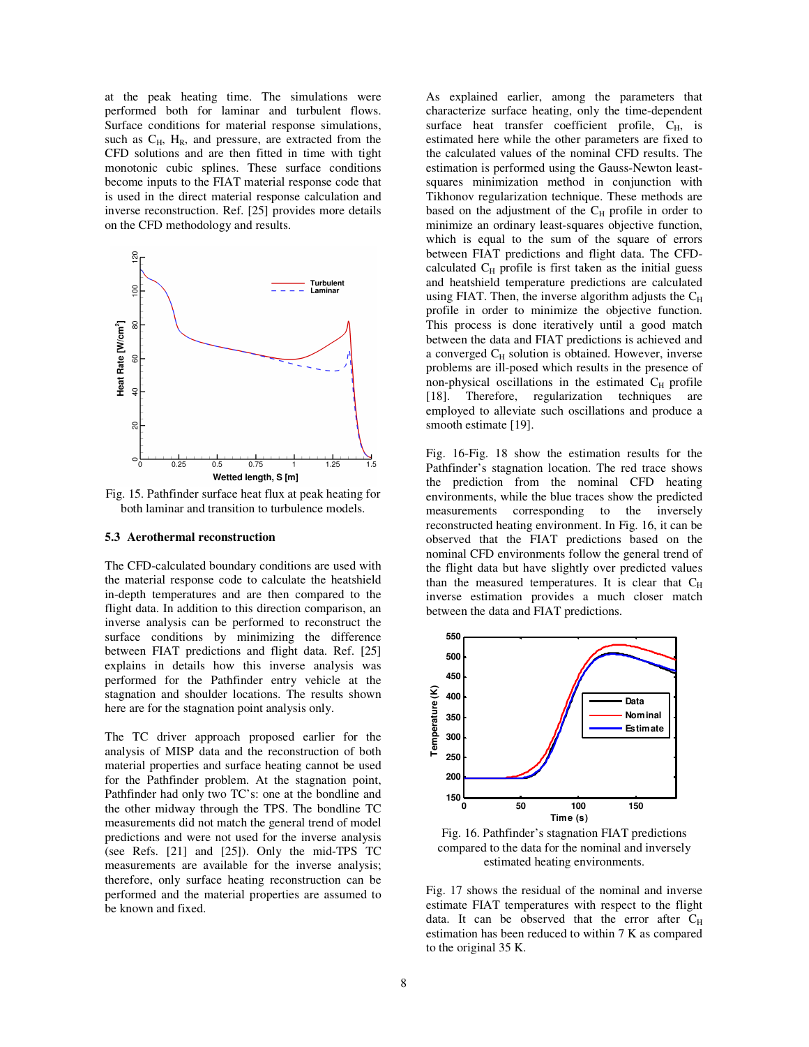at the peak heating time. The simulations were performed both for laminar and turbulent flows. Surface conditions for material response simulations, such as $C_H$, $H_R$, and pressure, are extracted from the CFD solutions and are then fitted in time with tight monotonic cubic splines. These surface conditions become inputs to the FIAT material response code that is used in the direct material response calculation and inverse reconstruction. Ref. [25] provides more details on the CFD methodology and results.

Fig. 15. Pathfinder surface heat flux at peak heating for both laminar and transition to turbulence models.

### 5.3 Aerothermal reconstruction

The CFD-calculated boundary conditions are used with the material response code to calculate the heatshield in-depth temperatures and are then compared to the flight data. In addition to this direction comparison, an inverse analysis can be performed to reconstruct the surface conditions by minimizing the difference between FIAT predictions and flight data. Ref. [25] explains in details how this inverse analysis was performed for the Pathfinder entry vehicle at the stagnation and shoulder locations. The results shown here are for the stagnation point analysis only.

The TC driver approach proposed earlier for the analysis of MISP data and the reconstruction of both material properties and surface heating cannot be used for the Pathfinder problem. At the stagnation point, Pathfinder had only two TC's: one at the bondline and the other midway through the TPS. The bondline TC measurements did not match the general trend of model predictions and were not used for the inverse analysis (see Refs. [21] and [25]). Only the mid-TPS TC measurements are available for the inverse analysis; therefore, only surface heating reconstruction can be performed and the material properties are assumed to be known and fixed.

As explained earlier, among the parameters that characterize surface heating, only the time-dependent surface heat transfer coefficient profile, $C_H$, is estimated here while the other parameters are fixed to the calculated values of the nominal CFD results. The estimation is performed using the Gauss-Newton least-squares minimization method in conjunction with Tikhonov regularization technique. These methods are based on the adjustment of the $C_H$ profile in order to minimize an ordinary least-squares objective function, which is equal to the sum of the square of errors between FIAT predictions and flight data. The CFD-calculated $C_H$ profile is first taken as the initial guess and heatshield temperature predictions are calculated using FIAT. Then, the inverse algorithm adjusts the $C_H$ profile in order to minimize the objective function. This process is done iteratively until a good match between the data and FIAT predictions is achieved and a converged $C_H$ solution is obtained. However, inverse problems are ill-posed which results in the presence of non-physical oscillations in the estimated $C_H$ profile [18]. Therefore, regularization techniques are employed to alleviate such oscillations and produce a smooth estimate [19].

Fig. 16-Fig. 18 show the estimation results for the Pathfinder's stagnation location. The red trace shows the prediction from the nominal CFD heating environments, while the blue traces show the predicted measurements corresponding to the inversely reconstructed heating environment. In Fig. 16, it can be observed that the FIAT predictions based on the nominal CFD environments follow the general trend of the flight data but have slightly over predicted values than the measured temperatures. It is clear that $C_H$ inverse estimation provides a much closer match between the data and FIAT predictions.

Fig. 16. Pathfinder's stagnation FIAT predictions compared to the data for the nominal and inversely estimated heating environments.

Fig. 17 shows the residual of the nominal and inverse estimate FIAT temperatures with respect to the flight data. It can be observed that the error after $C_H$ estimation has been reduced to within 7 K as compared to the original 35 K.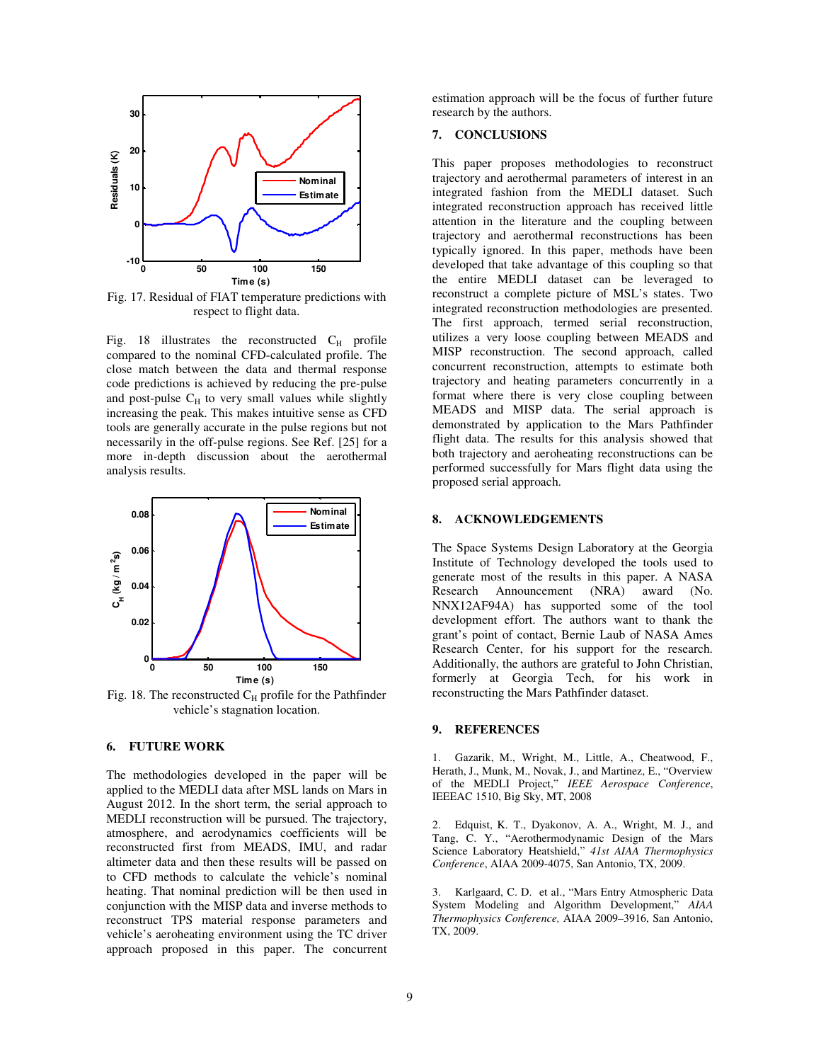Fig. 17. Residual of FIAT temperature predictions with respect to flight data.

Fig. 18 illustrates the reconstructed $C_H$ profile compared to the nominal CFD-calculated profile. The close match between the data and thermal response code predictions is achieved by reducing the pre-pulse and post-pulse $C_H$ to very small values while slightly increasing the peak. This makes intuitive sense as CFD tools are generally accurate in the pulse regions but not necessarily in the off-pulse regions. See Ref. [25] for a more in-depth discussion about the aerothermal analysis results.

Fig. 18. The reconstructed $C_H$ profile for the Pathfinder vehicle's stagnation location.

## 6. FUTURE WORK

The methodologies developed in the paper will be applied to the MEDLI data after MSL lands on Mars in August 2012. In the short term, the serial approach to MEDLI reconstruction will be pursued. The trajectory, atmosphere, and aerodynamics coefficients will be reconstructed first from MEADS, IMU, and radar altimeter data and then these results will be passed on to CFD methods to calculate the vehicle's nominal heating. That nominal prediction will be then used in conjunction with the MISP data and inverse methods to reconstruct TPS material response parameters and vehicle's aeroheating environment using the TC driver approach proposed in this paper. The concurrent estimation approach will be the focus of further future research by the authors.

## 7. CONCLUSIONS

This paper proposes methodologies to reconstruct trajectory and aerothermal parameters of interest in an integrated fashion from the MEDLI dataset. Such integrated reconstruction approach has received little attention in the literature and the coupling between trajectory and aerothermal reconstructions has been typically ignored. In this paper, methods have been developed that take advantage of this coupling so that the entire MEDLI dataset can be leveraged to reconstruct a complete picture of MSL's states. Two integrated reconstruction methodologies are presented. The first approach, termed serial reconstruction, utilizes a very loose coupling between MEADS and MISP reconstruction. The second approach, called concurrent reconstruction, attempts to estimate both trajectory and heating parameters concurrently in a format where there is very close coupling between MEADS and MISP data. The serial approach is demonstrated by application to the Mars Pathfinder flight data. The results for this analysis showed that both trajectory and aeroheating reconstructions can be performed successfully for Mars flight data using the proposed serial approach.

## 8. ACKNOWLEDGEMENTS

The Space Systems Design Laboratory at the Georgia Institute of Technology developed the tools used to generate most of the results in this paper. A NASA Research Announcement (NRA) award (No. NNX12AF94A) has supported some of the tool development effort. The authors want to thank the grant's point of contact, Bernie Laub of NASA Ames Research Center, for his support for the research. Additionally, the authors are grateful to John Christian, formerly at Georgia Tech, for his work in reconstructing the Mars Pathfinder dataset.

## 9. REFERENCES

1. Gazarik, M., Wright, M., Little, A., Cheatwood, F., Herath, J., Munk, M., Novak, J., and Martinez, E., "Overview of the MEDLI Project," *IEEE Aerospace Conference*, IEEEAC 1510, Big Sky, MT, 2008

2. Edquist, K. T., Dyakonov, A. A., Wright, M. J., and Tang, C. Y., "Aerothermodynamic Design of the Mars Science Laboratory Heatshield," *41st AIAA Thermophysics Conference*, AIAA 2009-4075, San Antonio, TX, 2009.

3. Karlgaard, C. D. et al., "Mars Entry Atmospheric Data System Modeling and Algorithm Development," *AIAA Thermophysics Conference,* AIAA 2009–3916, San Antonio, TX, 2009.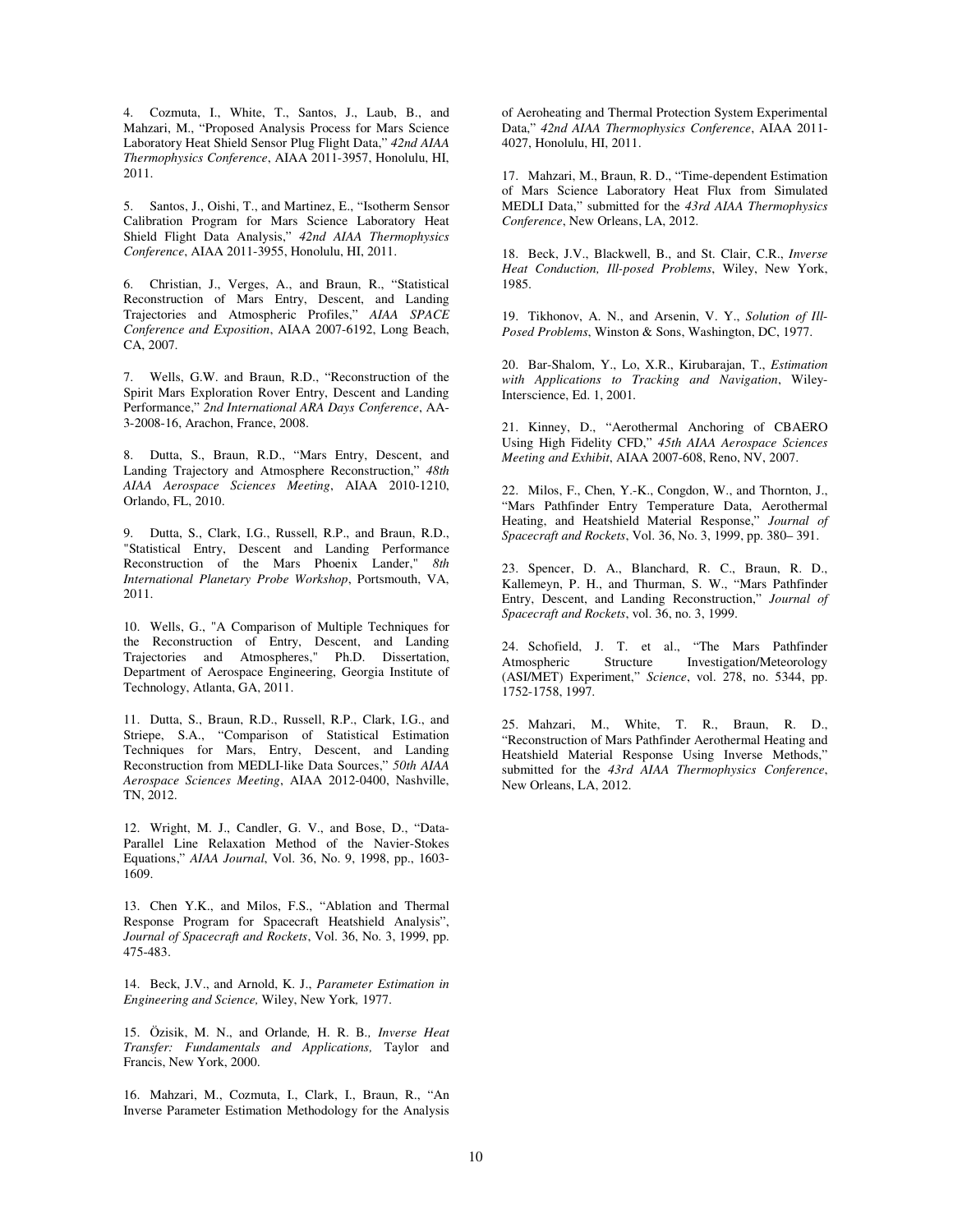4. Cozmuta, I., White, T., Santos, J., Laub, B., and Mahzari, M., "Proposed Analysis Process for Mars Science Laboratory Heat Shield Sensor Plug Flight Data," *42nd AIAA Thermophysics Conference*, AIAA 2011-3957, Honolulu, HI, 2011.

5. Santos, J., Oishi, T., and Martinez, E., "Isotherm Sensor Calibration Program for Mars Science Laboratory Heat Shield Flight Data Analysis," *42nd AIAA Thermophysics Conference*, AIAA 2011-3955, Honolulu, HI, 2011.

6. Christian, J., Verges, A., and Braun, R., "Statistical Reconstruction of Mars Entry, Descent, and Landing Trajectories and Atmospheric Profiles," *AIAA SPACE Conference and Exposition*, AIAA 2007-6192, Long Beach, CA, 2007.

7. Wells, G.W. and Braun, R.D., "Reconstruction of the Spirit Mars Exploration Rover Entry, Descent and Landing Performance," *2nd International ARA Days Conference*, AA-3-2008-16, Arachon, France, 2008.

8. Dutta, S., Braun, R.D., "Mars Entry, Descent, and Landing Trajectory and Atmosphere Reconstruction," *48th AIAA Aerospace Sciences Meeting*, AIAA 2010-1210, Orlando, FL, 2010.

9. Dutta, S., Clark, I.G., Russell, R.P., and Braun, R.D., "Statistical Entry, Descent and Landing Performance Reconstruction of the Mars Phoenix Lander," *8th International Planetary Probe Workshop*, Portsmouth, VA, 2011.

10. Wells, G., "A Comparison of Multiple Techniques for the Reconstruction of Entry, Descent, and Landing Trajectories and Atmospheres," Ph.D. Dissertation, Department of Aerospace Engineering, Georgia Institute of Technology, Atlanta, GA, 2011.

11. Dutta, S., Braun, R.D., Russell, R.P., Clark, I.G., and Striepe, S.A., "Comparison of Statistical Estimation Techniques for Mars, Entry, Descent, and Landing Reconstruction from MEDLI-like Data Sources," *50th AIAA Aerospace Sciences Meeting*, AIAA 2012-0400, Nashville, TN, 2012.

12. Wright, M. J., Candler, G. V., and Bose, D., "Data-Parallel Line Relaxation Method of the Navier-Stokes Equations," *AIAA Journal*, Vol. 36, No. 9, 1998, pp., 1603-1609.

13. Chen Y.K., and Milos, F.S., "Ablation and Thermal Response Program for Spacecraft Heatshield Analysis", *Journal of Spacecraft and Rockets*, Vol. 36, No. 3, 1999, pp. 475-483.

14. Beck, J.V., and Arnold, K. J., *Parameter Estimation in Engineering and Science,* Wiley, New York*,* 1977.

15. Özisik, M. N., and Orlande*,* H. R. B.*, Inverse Heat Transfer: Fundamentals and Applications,* Taylor and Francis, New York, 2000.

16. Mahzari, M., Cozmuta, I., Clark, I., Braun, R., "An Inverse Parameter Estimation Methodology for the Analysis of Aeroheating and Thermal Protection System Experimental Data," *42nd AIAA Thermophysics Conference*, AIAA 2011-4027, Honolulu, HI, 2011.

17. Mahzari, M., Braun, R. D., "Time-dependent Estimation of Mars Science Laboratory Heat Flux from Simulated MEDLI Data," submitted for the *43rd AIAA Thermophysics Conference*, New Orleans, LA, 2012.

18. Beck, J.V., Blackwell, B., and St. Clair, C.R., *Inverse Heat Conduction, Ill-posed Problems*, Wiley, New York, 1985.

19. Tikhonov, A. N., and Arsenin, V. Y., *Solution of Ill-Posed Problems*, Winston & Sons, Washington, DC, 1977.

20. Bar-Shalom, Y., Lo, X.R., Kirubarajan, T., *Estimation with Applications to Tracking and Navigation*, Wiley-Interscience, Ed. 1, 2001.

21. Kinney, D., "Aerothermal Anchoring of CBAERO Using High Fidelity CFD," *45th AIAA Aerospace Sciences Meeting and Exhibit*, AIAA 2007-608, Reno, NV, 2007.

22. Milos, F., Chen, Y.-K., Congdon, W., and Thornton, J., "Mars Pathfinder Entry Temperature Data, Aerothermal Heating, and Heatshield Material Response," *Journal of Spacecraft and Rockets*, Vol. 36, No. 3, 1999, pp. 380– 391.

23. Spencer, D. A., Blanchard, R. C., Braun, R. D., Kallemeyn, P. H., and Thurman, S. W., "Mars Pathfinder Entry, Descent, and Landing Reconstruction," *Journal of Spacecraft and Rockets*, vol. 36, no. 3, 1999.

24. Schofield, J. T. et al., "The Mars Pathfinder Atmospheric Structure Investigation/Meteorology (ASI/MET) Experiment," *Science*, vol. 278, no. 5344, pp. 1752-1758, 1997.

25. Mahzari, M., White, T. R., Braun, R. D., "Reconstruction of Mars Pathfinder Aerothermal Heating and Heatshield Material Response Using Inverse Methods," submitted for the *43rd AIAA Thermophysics Conference*, New Orleans, LA, 2012.